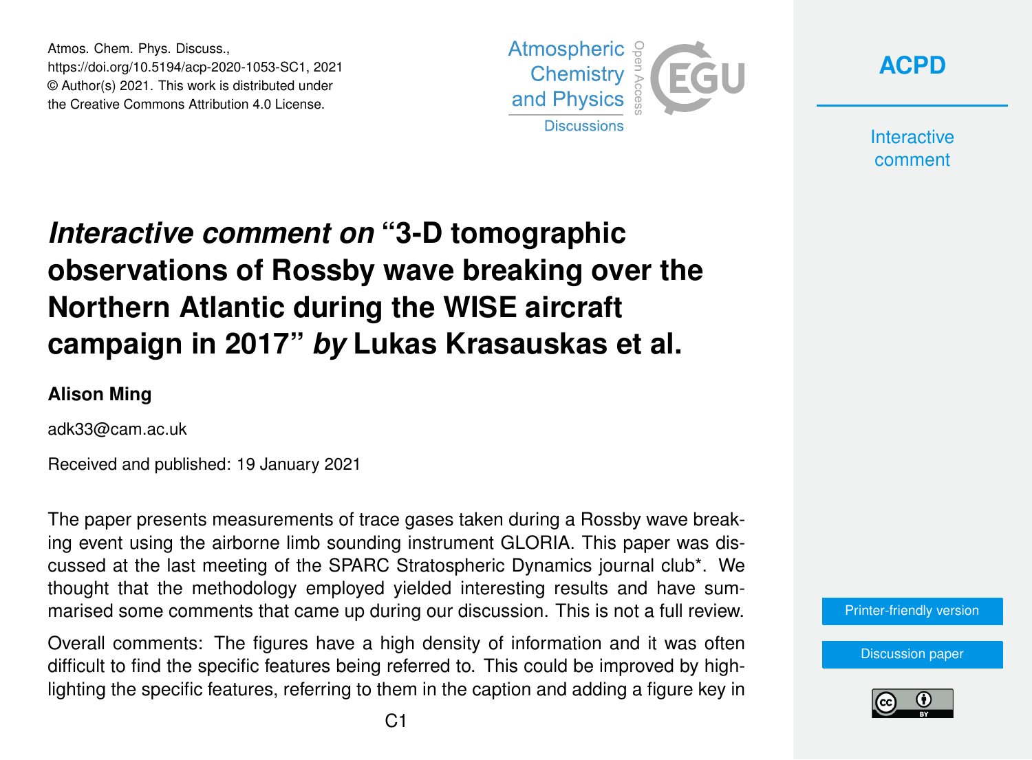# *Interactive comment on* "3-D tomographic observations of Rossby wave breaking over the Northern Atlantic during the WISE aircraft campaign in 2017" *by* Lukas Krasauskas et al.

**Alison Ming**

adk33@cam.ac.uk

Received and published: 19 January 2021

The paper presents measurements of trace gases taken during a Rossby wave breaking event using the airborne limb sounding instrument GLORIA. This paper was discussed at the last meeting of the SPARC Stratospheric Dynamics journal club*. We thought that the methodology employed yielded interesting results and have summarised some comments that came up during our discussion. This is not a full review.

Overall comments: The figures have a high density of information and it was often difficult to find the specific features being referred to. This could be improved by highlighting the specific features, referring to them in the caption and adding a figure key in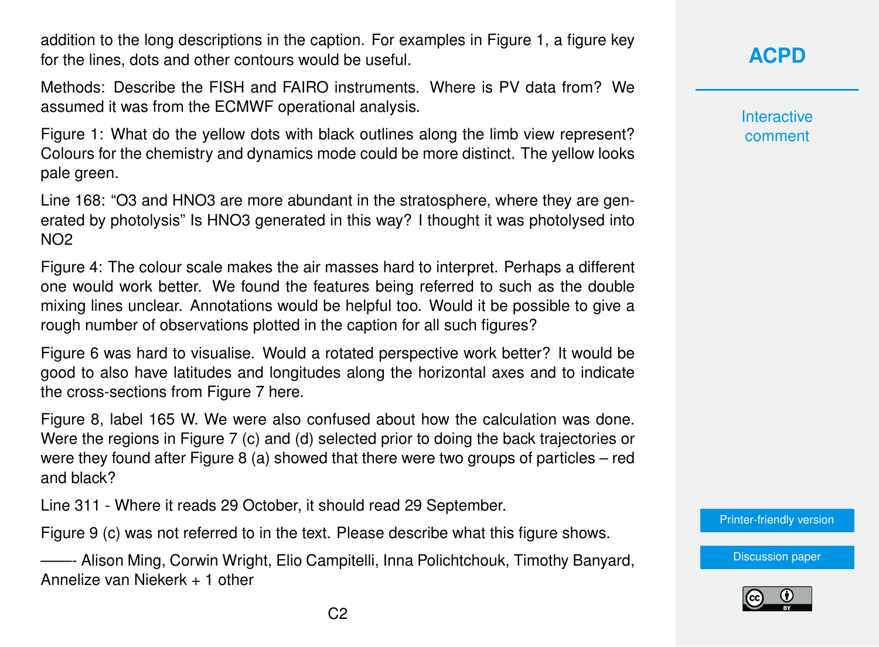addition to the long descriptions in the caption. For examples in Figure 1, a figure key for the lines, dots and other contours would be useful.

Methods: Describe the FISH and FAIRO instruments. Where is PV data from? We assumed it was from the ECMWF operational analysis.

Figure 1: What do the yellow dots with black outlines along the limb view represent? Colours for the chemistry and dynamics mode could be more distinct. The yellow looks pale green.

Line 168: "$O_3$ and $HNO_3$ are more abundant in the stratosphere, where they are generated by photolysis" Is $HNO_3$ generated in this way? I thought it was photolysed into $NO_2$

Figure 4: The colour scale makes the air masses hard to interpret. Perhaps a different one would work better. We found the features being referred to such as the double mixing lines unclear. Annotations would be helpful too. Would it be possible to give a rough number of observations plotted in the caption for all such figures?

Figure 6 was hard to visualise. Would a rotated perspective work better? It would be good to also have latitudes and longitudes along the horizontal axes and to indicate the cross-sections from Figure 7 here.

Figure 8, label 165 W. We were also confused about how the calculation was done. Were the regions in Figure 7 (c) and (d) selected prior to doing the back trajectories or were they found after Figure 8 (a) showed that there were two groups of particles – red and black?

Line 311 - Where it reads 29 October, it should read 29 September.

Figure 9 (c) was not referred to in the text. Please describe what this figure shows.

——- Alison Ming, Corwin Wright, Elio Campitelli, Inna Polichtchouk, Timothy Banyard, Annelize van Niekerk + 1 other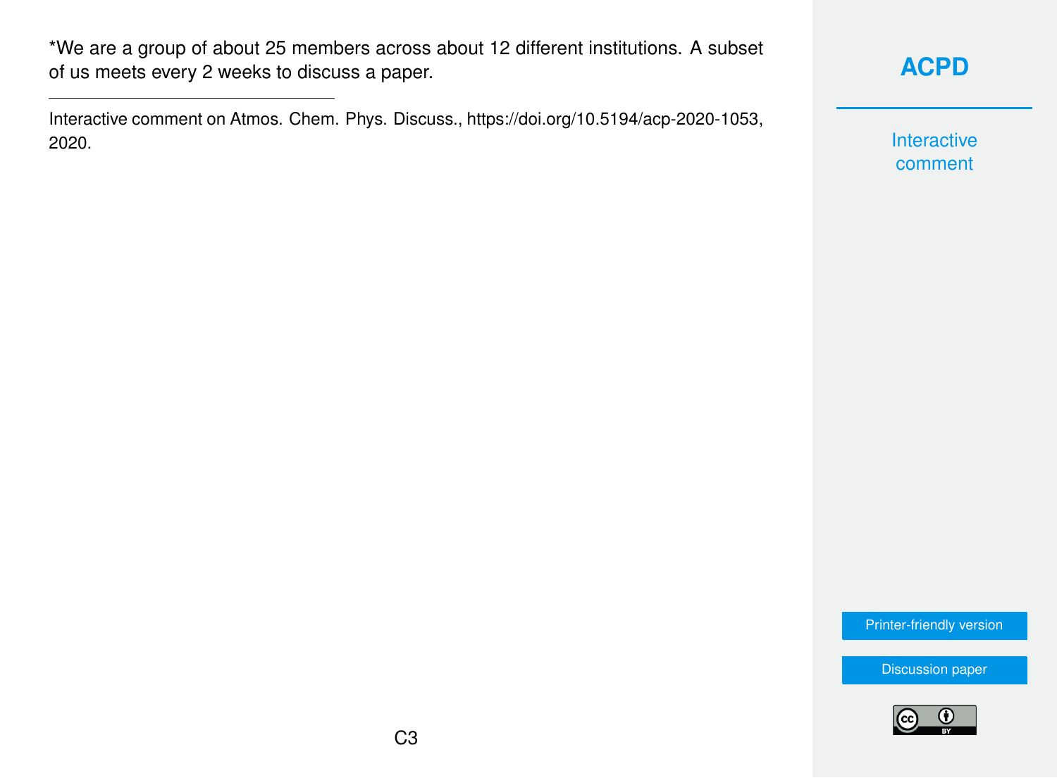*We are a group of about 25 members across about 12 different institutions. A subset of us meets every 2 weeks to discuss a paper.

---

Interactive comment on Atmos. Chem. Phys. Discuss., https://doi.org/10.5194/acp-2020-1053, 2020.